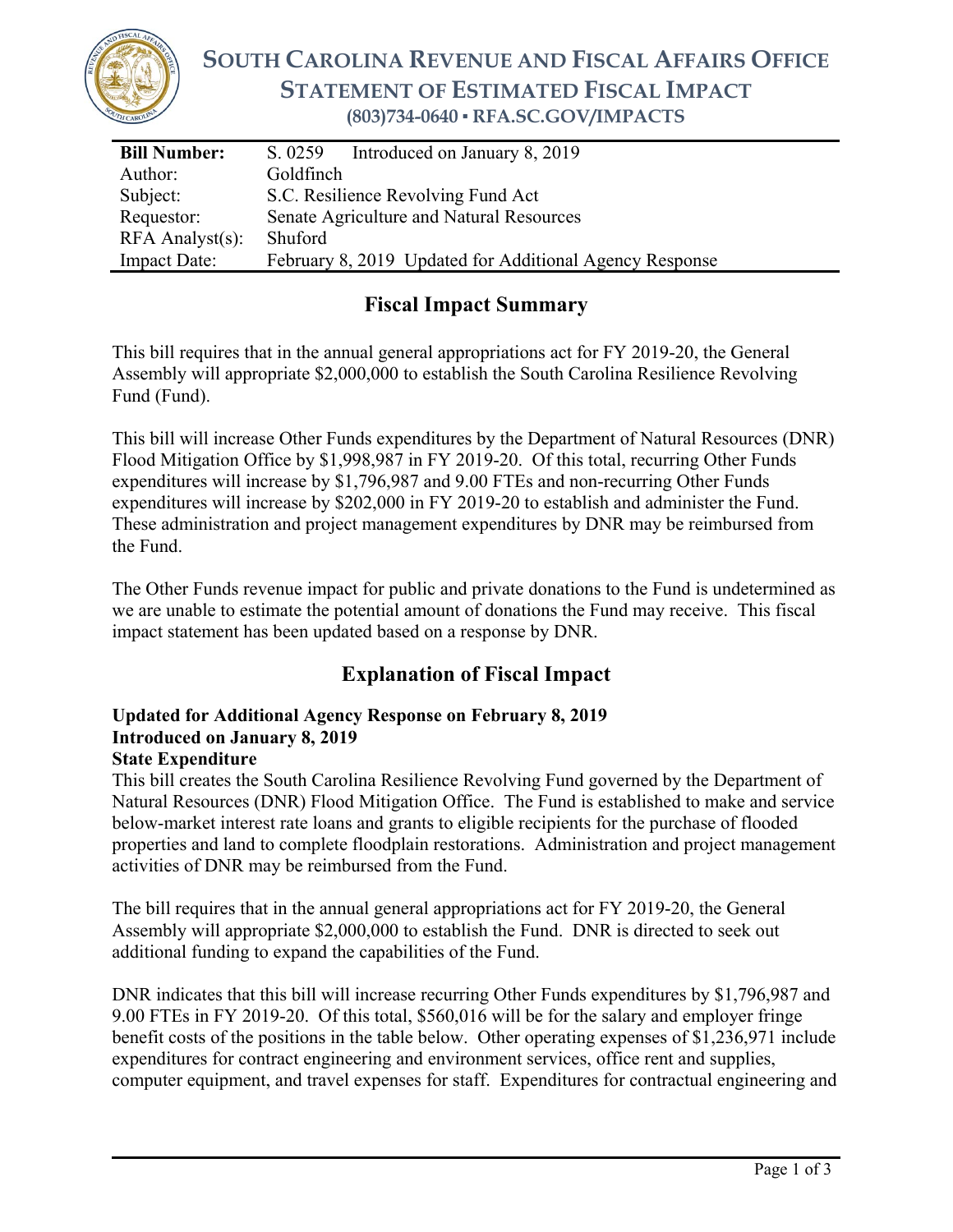# South Carolina Revenue and Fiscal Affairs Office
## Statement of Estimated Fiscal Impact
**(803)734-0640 ▪ RFA.SC.GOV/IMPACTS**

| **Bill Number:** | S. 0259 Introduced on January 8, 2019 |
|---|---|
| Author: | Goldfinch |
| Subject: | S.C. Resilience Revolving Fund Act |
| Requestor: | Senate Agriculture and Natural Resources |
| RFA Analyst(s): | Shuford |
| Impact Date: | February 8, 2019 Updated for Additional Agency Response |

## Fiscal Impact Summary

This bill requires that in the annual general appropriations act for FY 2019-20, the General Assembly will appropriate $2,000,000 to establish the South Carolina Resilience Revolving Fund (Fund).

This bill will increase Other Funds expenditures by the Department of Natural Resources (DNR) Flood Mitigation Office by $1,998,987 in FY 2019-20. Of this total, recurring Other Funds expenditures will increase by $1,796,987 and 9.00 FTEs and non-recurring Other Funds expenditures will increase by $202,000 in FY 2019-20 to establish and administer the Fund. These administration and project management expenditures by DNR may be reimbursed from the Fund.

The Other Funds revenue impact for public and private donations to the Fund is undetermined as we are unable to estimate the potential amount of donations the Fund may receive. This fiscal impact statement has been updated based on a response by DNR.

## Explanation of Fiscal Impact

**Updated for Additional Agency Response on February 8, 2019**
**Introduced on January 8, 2019**
**State Expenditure**

This bill creates the South Carolina Resilience Revolving Fund governed by the Department of Natural Resources (DNR) Flood Mitigation Office. The Fund is established to make and service below-market interest rate loans and grants to eligible recipients for the purchase of flooded properties and land to complete floodplain restorations. Administration and project management activities of DNR may be reimbursed from the Fund.

The bill requires that in the annual general appropriations act for FY 2019-20, the General Assembly will appropriate $2,000,000 to establish the Fund. DNR is directed to seek out additional funding to expand the capabilities of the Fund.

DNR indicates that this bill will increase recurring Other Funds expenditures by $1,796,987 and 9.00 FTEs in FY 2019-20. Of this total, $560,016 will be for the salary and employer fringe benefit costs of the positions in the table below. Other operating expenses of $1,236,971 include expenditures for contract engineering and environment services, office rent and supplies, computer equipment, and travel expenses for staff. Expenditures for contractual engineering and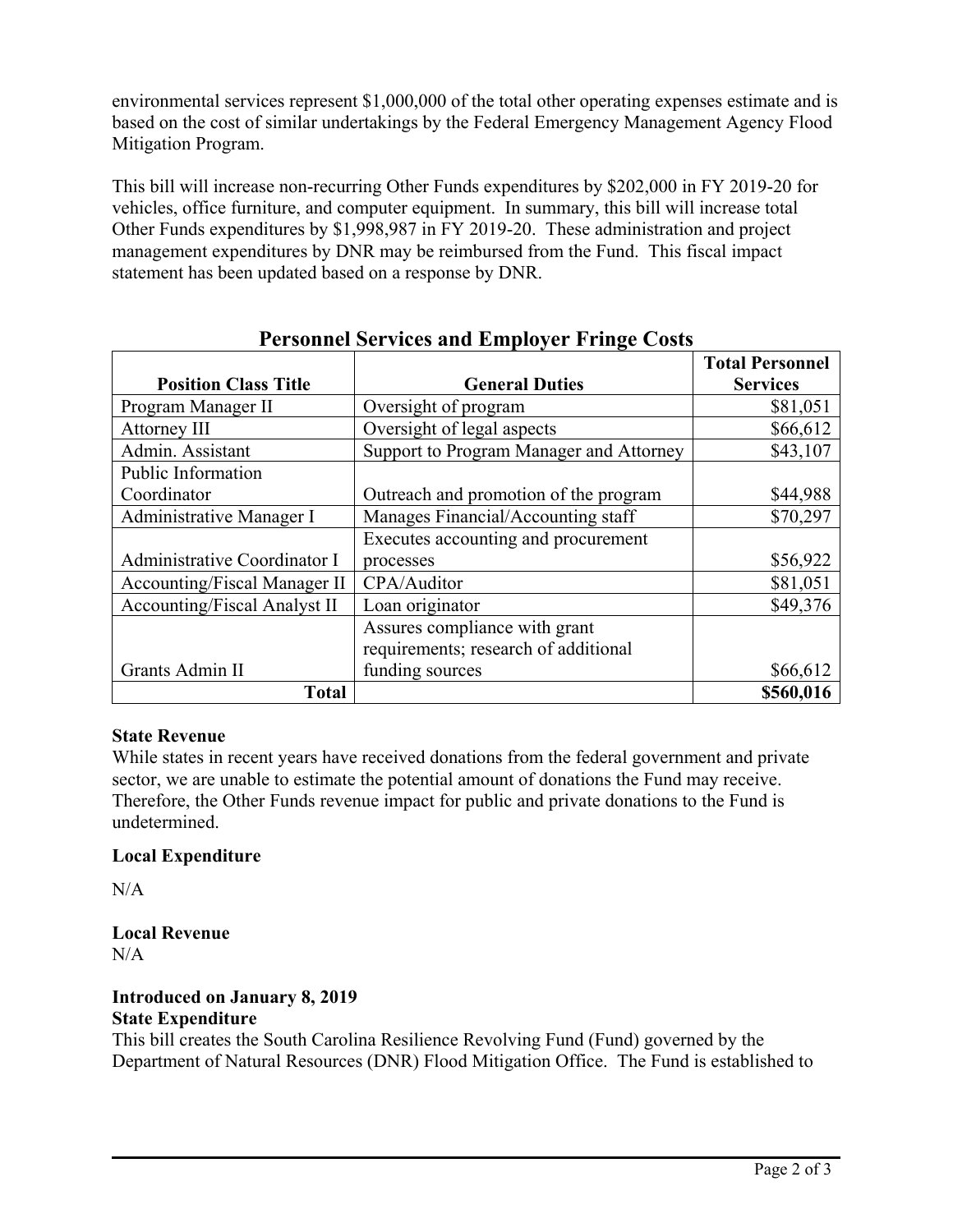environmental services represent $1,000,000 of the total other operating expenses estimate and is based on the cost of similar undertakings by the Federal Emergency Management Agency Flood Mitigation Program.

This bill will increase non-recurring Other Funds expenditures by $202,000 in FY 2019-20 for vehicles, office furniture, and computer equipment. In summary, this bill will increase total Other Funds expenditures by $1,998,987 in FY 2019-20. These administration and project management expenditures by DNR may be reimbursed from the Fund. This fiscal impact statement has been updated based on a response by DNR.

**Personnel Services and Employer Fringe Costs**

| Position Class Title | General Duties | Total Personnel Services |
|---|---|---|
| Program Manager II | Oversight of program | $81,051 |
| Attorney III | Oversight of legal aspects | $66,612 |
| Admin. Assistant | Support to Program Manager and Attorney | $43,107 |
| Public Information Coordinator | Outreach and promotion of the program | $44,988 |
| Administrative Manager I | Manages Financial/Accounting staff | $70,297 |
| Administrative Coordinator I | Executes accounting and procurement processes | $56,922 |
| Accounting/Fiscal Manager II | CPA/Auditor | $81,051 |
| Accounting/Fiscal Analyst II | Loan originator | $49,376 |
| Grants Admin II | Assures compliance with grant requirements; research of additional funding sources | $66,612 |
| **Total** | | **$560,016** |

**State Revenue**
While states in recent years have received donations from the federal government and private sector, we are unable to estimate the potential amount of donations the Fund may receive. Therefore, the Other Funds revenue impact for public and private donations to the Fund is undetermined.

**Local Expenditure**

N/A

**Local Revenue**
N/A

**Introduced on January 8, 2019**
**State Expenditure**
This bill creates the South Carolina Resilience Revolving Fund (Fund) governed by the Department of Natural Resources (DNR) Flood Mitigation Office. The Fund is established to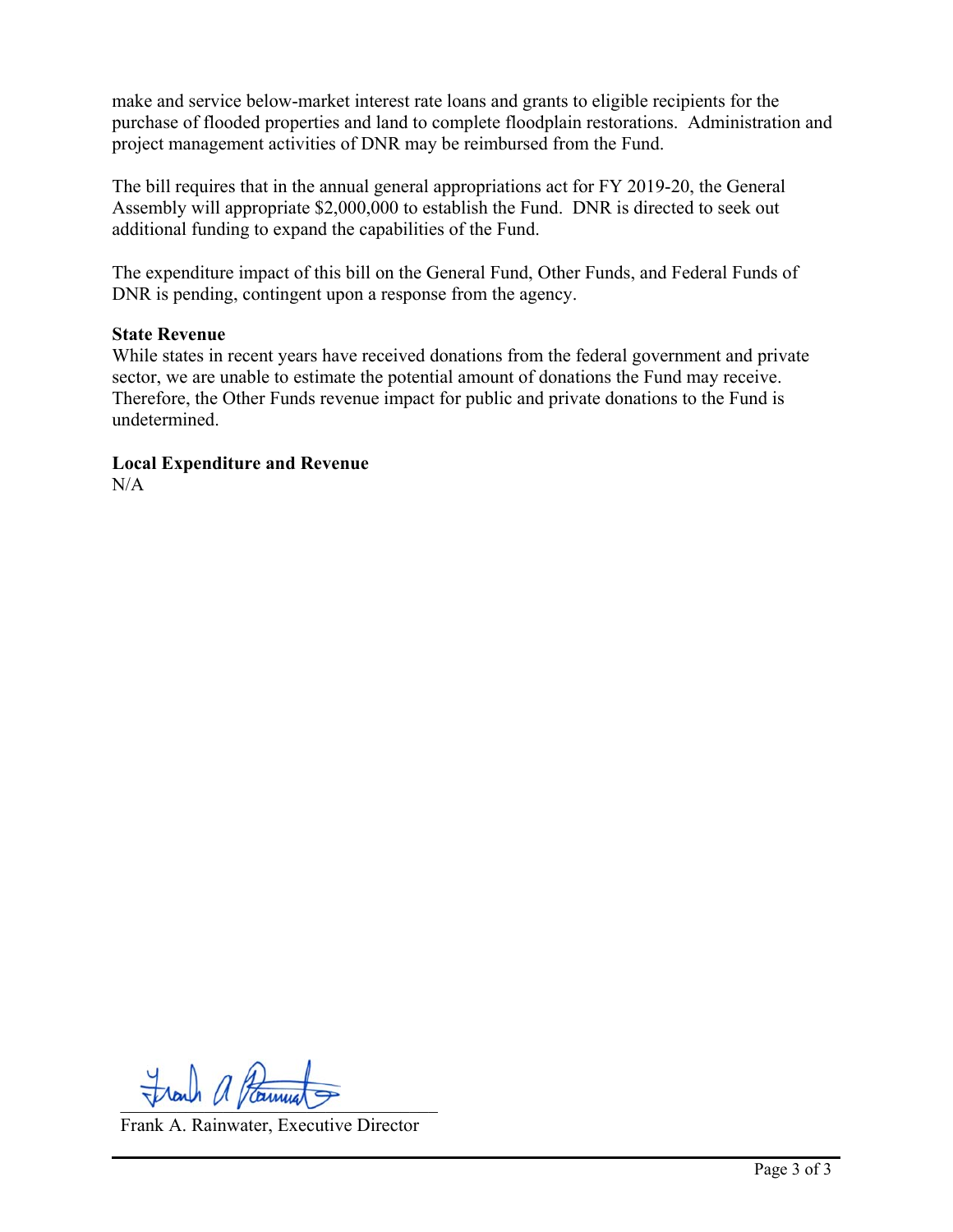make and service below-market interest rate loans and grants to eligible recipients for the purchase of flooded properties and land to complete floodplain restorations. Administration and project management activities of DNR may be reimbursed from the Fund.

The bill requires that in the annual general appropriations act for FY 2019-20, the General Assembly will appropriate $2,000,000 to establish the Fund. DNR is directed to seek out additional funding to expand the capabilities of the Fund.

The expenditure impact of this bill on the General Fund, Other Funds, and Federal Funds of DNR is pending, contingent upon a response from the agency.

**State Revenue**

While states in recent years have received donations from the federal government and private sector, we are unable to estimate the potential amount of donations the Fund may receive. Therefore, the Other Funds revenue impact for public and private donations to the Fund is undetermined.

**Local Expenditure and Revenue**

N/A

Frank A. Rainwater, Executive Director